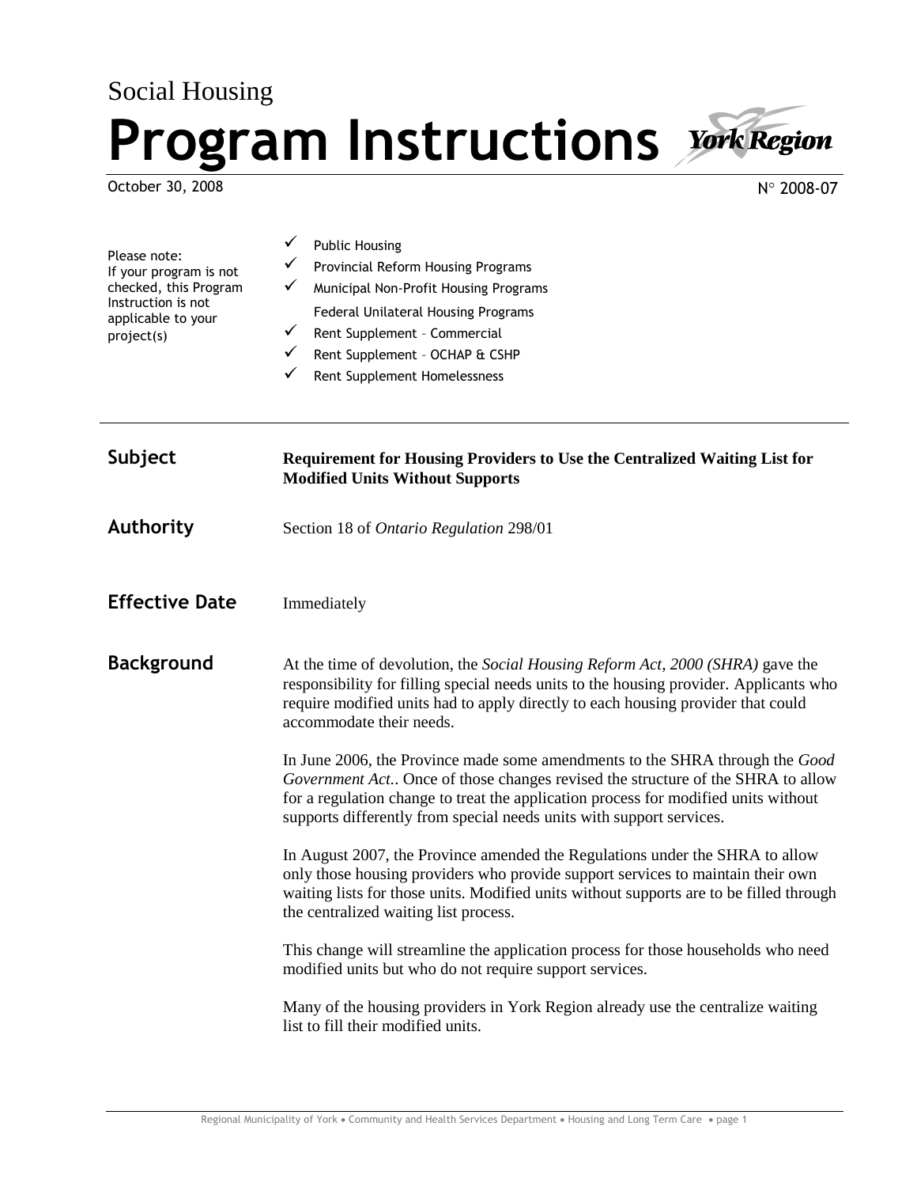Social Housing

# Program Instructions

October 30, 2008

N° 2008-07

Please note:
If your program is not checked, this Program Instruction is not applicable to your project(s)

- ✓ Public Housing
- ✓ Provincial Reform Housing Programs
- ✓ Municipal Non-Profit Housing Programs
- Federal Unilateral Housing Programs
- ✓ Rent Supplement – Commercial
- ✓ Rent Supplement – OCHAP & CSHP
- ✓ Rent Supplement Homelessness

## Subject

**Requirement for Housing Providers to Use the Centralized Waiting List for Modified Units Without Supports**

## Authority

Section 18 of *Ontario Regulation* 298/01

## Effective Date

Immediately

## Background

At the time of devolution, the *Social Housing Reform Act, 2000 (SHRA)* gave the responsibility for filling special needs units to the housing provider. Applicants who require modified units had to apply directly to each housing provider that could accommodate their needs.

In June 2006, the Province made some amendments to the SHRA through the *Good Government Act.*. Once of those changes revised the structure of the SHRA to allow for a regulation change to treat the application process for modified units without supports differently from special needs units with support services.

In August 2007, the Province amended the Regulations under the SHRA to allow only those housing providers who provide support services to maintain their own waiting lists for those units. Modified units without supports are to be filled through the centralized waiting list process.

This change will streamline the application process for those households who need modified units but who do not require support services.

Many of the housing providers in York Region already use the centralize waiting list to fill their modified units.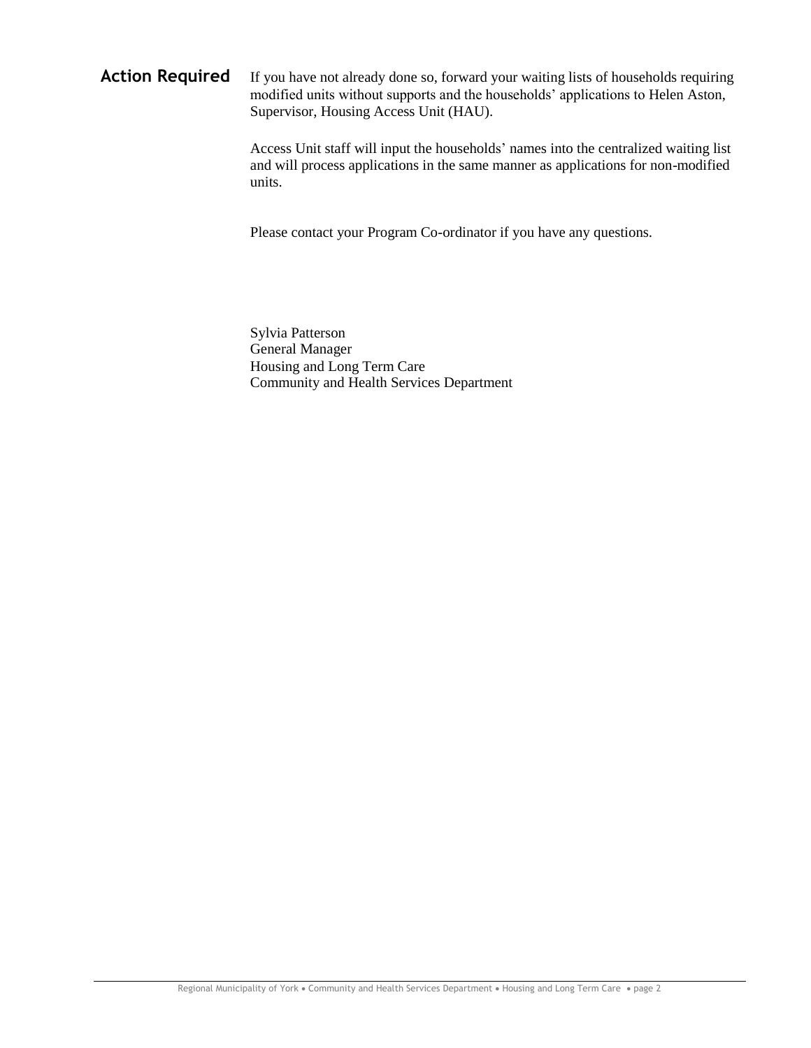**Action Required**

If you have not already done so, forward your waiting lists of households requiring modified units without supports and the households' applications to Helen Aston, Supervisor, Housing Access Unit (HAU).

Access Unit staff will input the households' names into the centralized waiting list and will process applications in the same manner as applications for non-modified units.

Please contact your Program Co-ordinator if you have any questions.

Sylvia Patterson
General Manager
Housing and Long Term Care
Community and Health Services Department